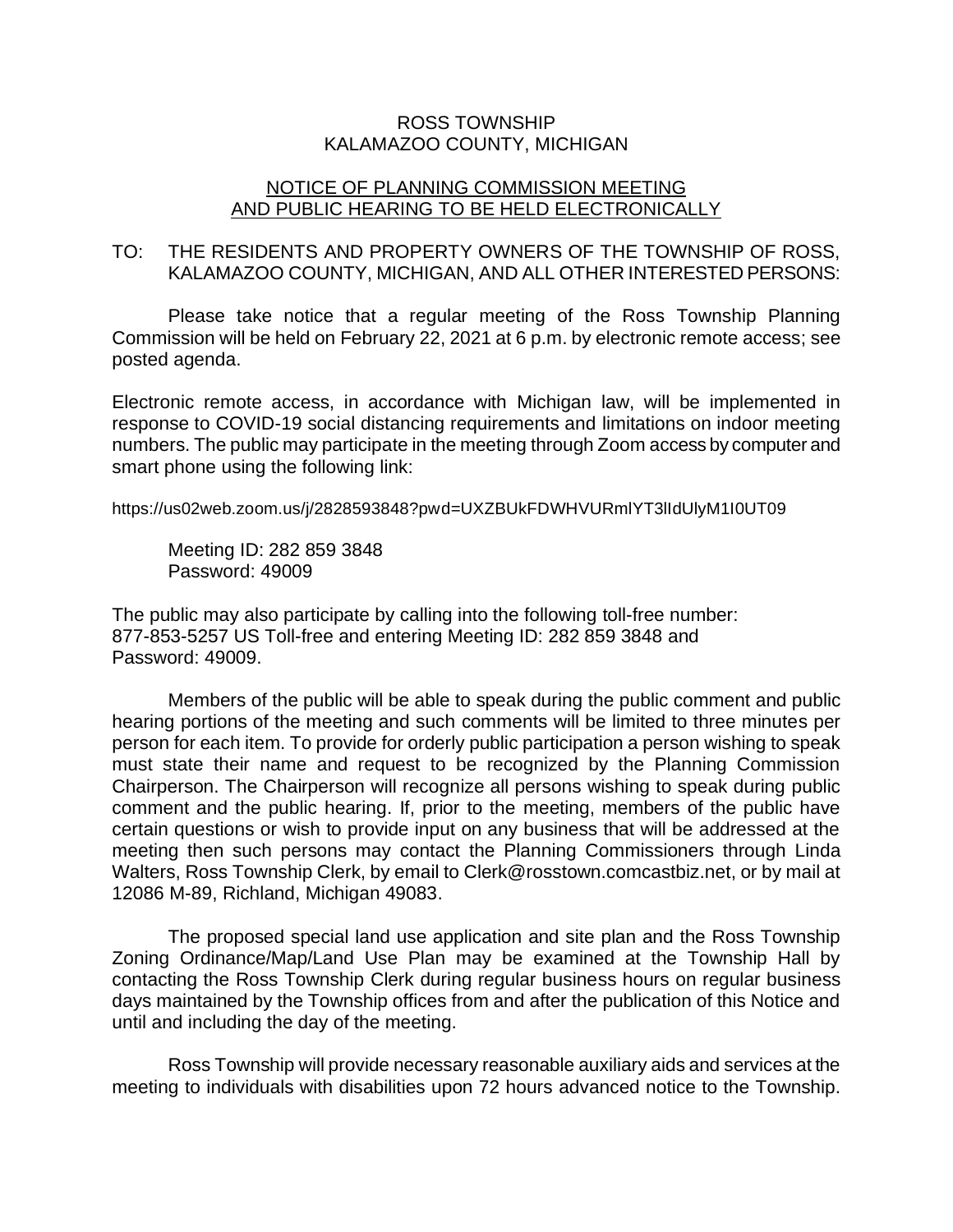ROSS TOWNSHIP
KALAMAZOO COUNTY, MICHIGAN

NOTICE OF PLANNING COMMISSION MEETING
AND PUBLIC HEARING TO BE HELD ELECTRONICALLY

TO: THE RESIDENTS AND PROPERTY OWNERS OF THE TOWNSHIP OF ROSS, KALAMAZOO COUNTY, MICHIGAN, AND ALL OTHER INTERESTED PERSONS:

Please take notice that a regular meeting of the Ross Township Planning Commission will be held on February 22, 2021 at 6 p.m. by electronic remote access; see posted agenda.

Electronic remote access, in accordance with Michigan law, will be implemented in response to COVID-19 social distancing requirements and limitations on indoor meeting numbers. The public may participate in the meeting through Zoom access by computer and smart phone using the following link:

https://us02web.zoom.us/j/2828593848?pwd=UXZBUkFDWHVURmlYT3lIdUlyM1I0UT09

Meeting ID: 282 859 3848
Password: 49009

The public may also participate by calling into the following toll-free number:
877-853-5257 US Toll-free and entering Meeting ID: 282 859 3848 and Password: 49009.

Members of the public will be able to speak during the public comment and public hearing portions of the meeting and such comments will be limited to three minutes per person for each item. To provide for orderly public participation a person wishing to speak must state their name and request to be recognized by the Planning Commission Chairperson. The Chairperson will recognize all persons wishing to speak during public comment and the public hearing. If, prior to the meeting, members of the public have certain questions or wish to provide input on any business that will be addressed at the meeting then such persons may contact the Planning Commissioners through Linda Walters, Ross Township Clerk, by email to Clerk@rosstown.comcastbiz.net, or by mail at 12086 M-89, Richland, Michigan 49083.

The proposed special land use application and site plan and the Ross Township Zoning Ordinance/Map/Land Use Plan may be examined at the Township Hall by contacting the Ross Township Clerk during regular business hours on regular business days maintained by the Township offices from and after the publication of this Notice and until and including the day of the meeting.

Ross Township will provide necessary reasonable auxiliary aids and services at the meeting to individuals with disabilities upon 72 hours advanced notice to the Township.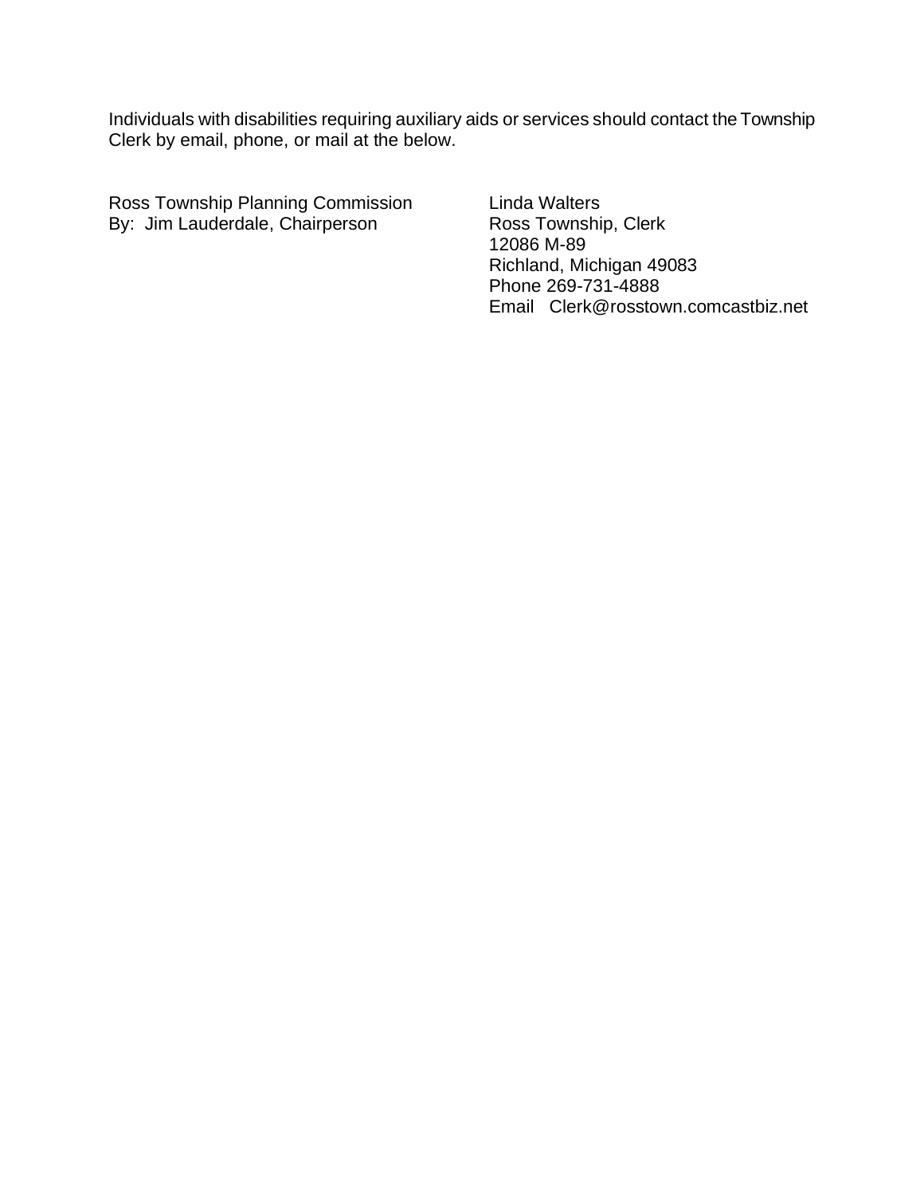Individuals with disabilities requiring auxiliary aids or services should contact the Township Clerk by email, phone, or mail at the below.

Ross Township Planning Commission
By: Jim Lauderdale, Chairperson

Linda Walters
Ross Township, Clerk
12086 M-89
Richland, Michigan 49083
Phone 269-731-4888
Email Clerk@rosstown.comcastbiz.net